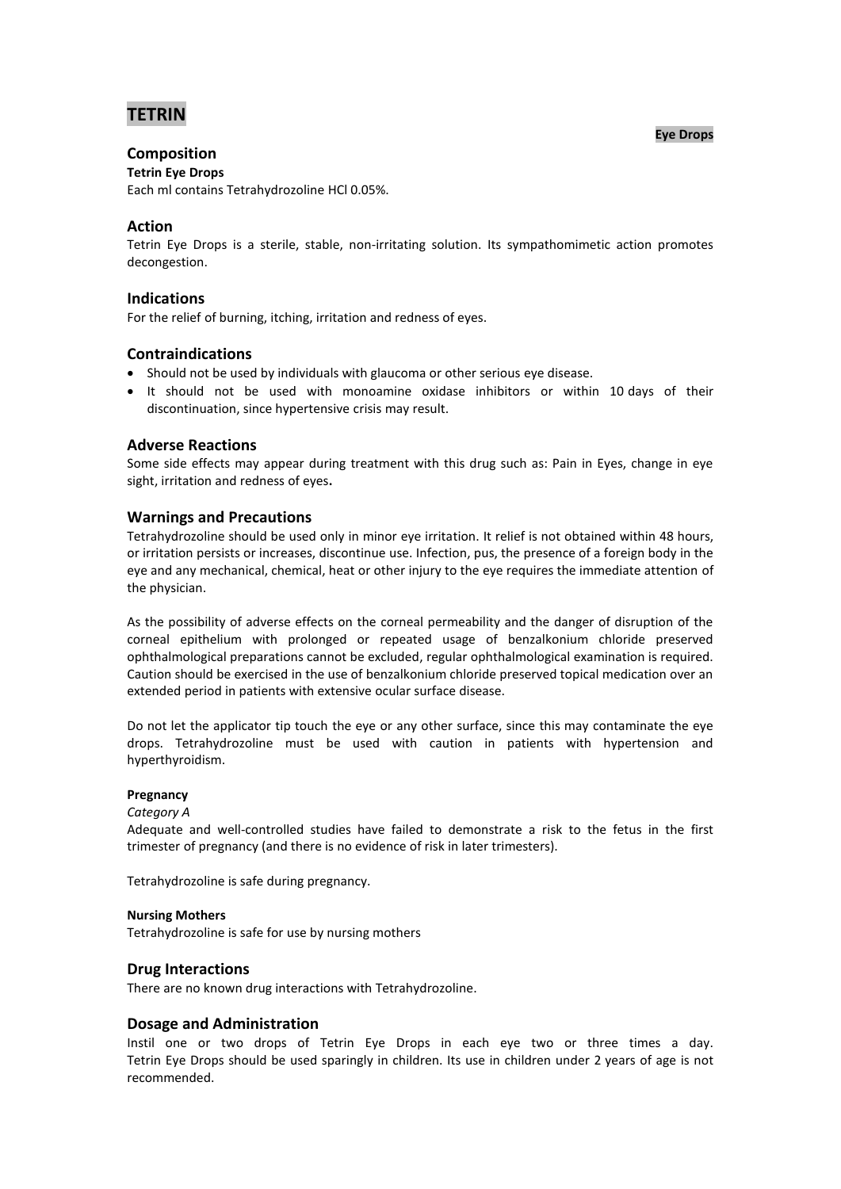# TETRIN

**Eye Drops**

## Composition

**Tetrin Eye Drops**

Each ml contains Tetrahydrozoline HCl 0.05%.

## Action

Tetrin Eye Drops is a sterile, stable, non-irritating solution. Its sympathomimetic action promotes decongestion.

## Indications

For the relief of burning, itching, irritation and redness of eyes.

## Contraindications

- Should not be used by individuals with glaucoma or other serious eye disease.
- It should not be used with monoamine oxidase inhibitors or within 10 days of their discontinuation, since hypertensive crisis may result.

## Adverse Reactions

Some side effects may appear during treatment with this drug such as: Pain in Eyes, change in eye sight, irritation and redness of eyes**.**

## Warnings and Precautions

Tetrahydrozoline should be used only in minor eye irritation. It relief is not obtained within 48 hours, or irritation persists or increases, discontinue use. Infection, pus, the presence of a foreign body in the eye and any mechanical, chemical, heat or other injury to the eye requires the immediate attention of the physician.

As the possibility of adverse effects on the corneal permeability and the danger of disruption of the corneal epithelium with prolonged or repeated usage of benzalkonium chloride preserved ophthalmological preparations cannot be excluded, regular ophthalmological examination is required. Caution should be exercised in the use of benzalkonium chloride preserved topical medication over an extended period in patients with extensive ocular surface disease.

Do not let the applicator tip touch the eye or any other surface, since this may contaminate the eye drops. Tetrahydrozoline must be used with caution in patients with hypertension and hyperthyroidism.

#### Pregnancy

*Category A*

Adequate and well-controlled studies have failed to demonstrate a risk to the fetus in the first trimester of pregnancy (and there is no evidence of risk in later trimesters).

Tetrahydrozoline is safe during pregnancy.

#### Nursing Mothers

Tetrahydrozoline is safe for use by nursing mothers

## Drug Interactions

There are no known drug interactions with Tetrahydrozoline.

## Dosage and Administration

Instil one or two drops of Tetrin Eye Drops in each eye two or three times a day. Tetrin Eye Drops should be used sparingly in children. Its use in children under 2 years of age is not recommended.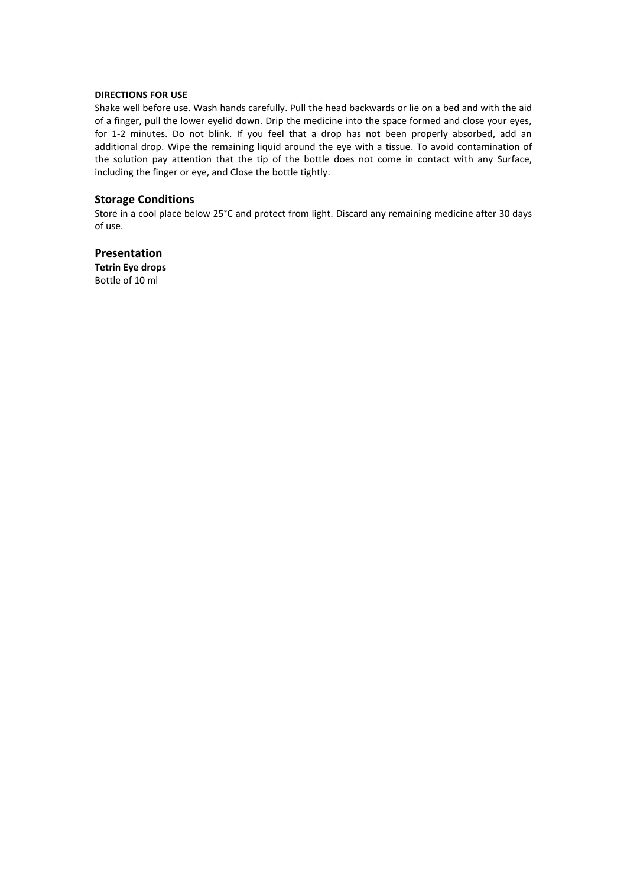**DIRECTIONS FOR USE**

Shake well before use. Wash hands carefully. Pull the head backwards or lie on a bed and with the aid of a finger, pull the lower eyelid down. Drip the medicine into the space formed and close your eyes, for 1-2 minutes. Do not blink. If you feel that a drop has not been properly absorbed, add an additional drop. Wipe the remaining liquid around the eye with a tissue. To avoid contamination of the solution pay attention that the tip of the bottle does not come in contact with any Surface, including the finger or eye, and Close the bottle tightly.

## Storage Conditions

Store in a cool place below 25°C and protect from light. Discard any remaining medicine after 30 days of use.

## Presentation

**Tetrin Eye drops**
Bottle of 10 ml